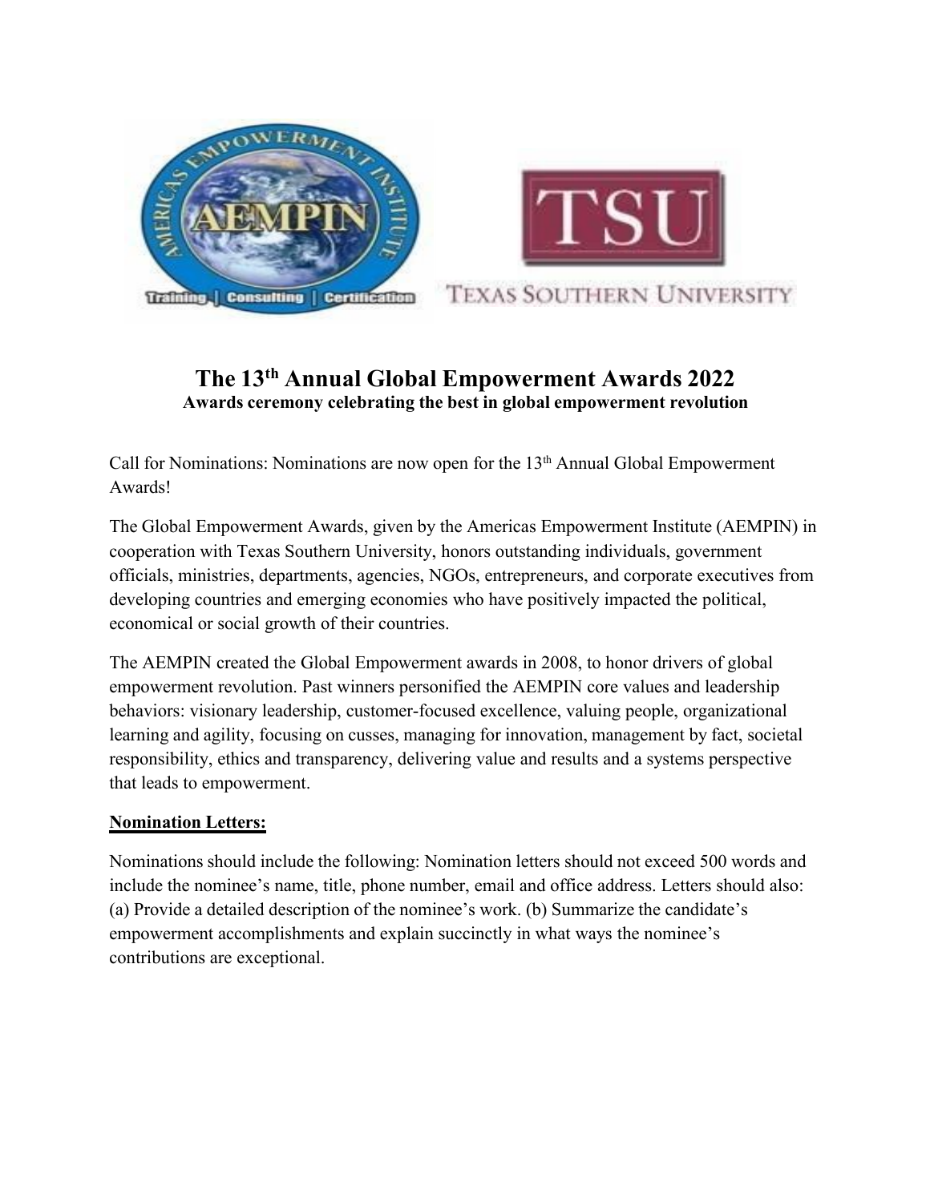# The 13th Annual Global Empowerment Awards 2022

**Awards ceremony celebrating the best in global empowerment revolution**

Call for Nominations: Nominations are now open for the 13th Annual Global Empowerment Awards!

The Global Empowerment Awards, given by the Americas Empowerment Institute (AEMPIN) in cooperation with Texas Southern University, honors outstanding individuals, government officials, ministries, departments, agencies, NGOs, entrepreneurs, and corporate executives from developing countries and emerging economies who have positively impacted the political, economical or social growth of their countries.

The AEMPIN created the Global Empowerment awards in 2008, to honor drivers of global empowerment revolution. Past winners personified the AEMPIN core values and leadership behaviors: visionary leadership, customer-focused excellence, valuing people, organizational learning and agility, focusing on cusses, managing for innovation, management by fact, societal responsibility, ethics and transparency, delivering value and results and a systems perspective that leads to empowerment.

**Nomination Letters:**

Nominations should include the following: Nomination letters should not exceed 500 words and include the nominee's name, title, phone number, email and office address. Letters should also: (a) Provide a detailed description of the nominee's work. (b) Summarize the candidate's empowerment accomplishments and explain succinctly in what ways the nominee's contributions are exceptional.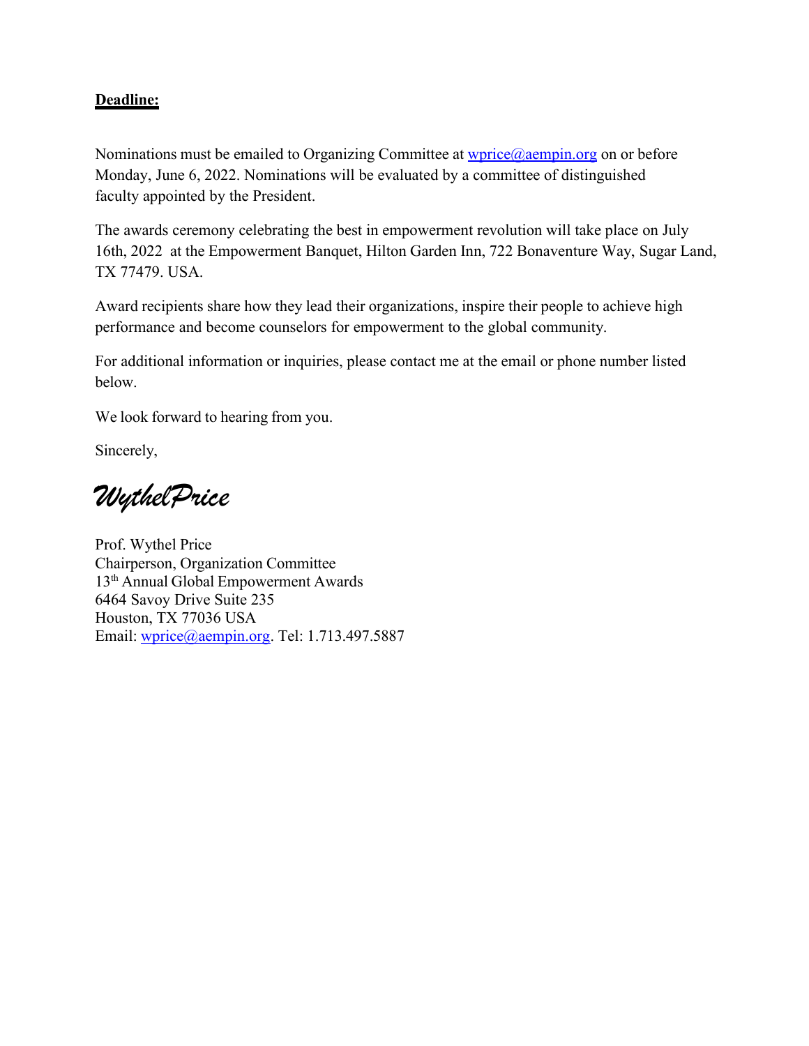**Deadline:**

Nominations must be emailed to Organizing Committee at wprice@aempin.org on or before Monday, June 6, 2022. Nominations will be evaluated by a committee of distinguished faculty appointed by the President.

The awards ceremony celebrating the best in empowerment revolution will take place on July 16th, 2022 at the Empowerment Banquet, Hilton Garden Inn, 722 Bonaventure Way, Sugar Land, TX 77479. USA.

Award recipients share how they lead their organizations, inspire their people to achieve high performance and become counselors for empowerment to the global community.

For additional information or inquiries, please contact me at the email or phone number listed below.

We look forward to hearing from you.

Sincerely,

*WythelPrice*

Prof. Wythel Price
Chairperson, Organization Committee
13th Annual Global Empowerment Awards
6464 Savoy Drive Suite 235
Houston, TX 77036 USA
Email: wprice@aempin.org. Tel: 1.713.497.5887